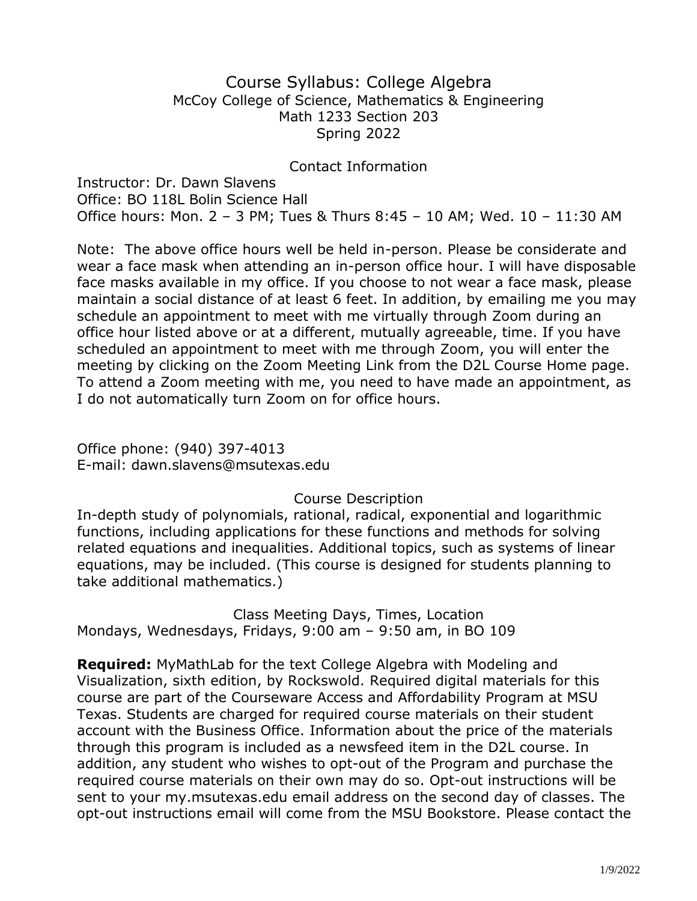# Course Syllabus: College Algebra

McCoy College of Science, Mathematics & Engineering
Math 1233 Section 203
Spring 2022

## Contact Information

Instructor: Dr. Dawn Slavens
Office: BO 118L Bolin Science Hall
Office hours: Mon. 2 – 3 PM; Tues & Thurs 8:45 – 10 AM; Wed. 10 – 11:30 AM

Note: The above office hours well be held in-person. Please be considerate and wear a face mask when attending an in-person office hour. I will have disposable face masks available in my office. If you choose to not wear a face mask, please maintain a social distance of at least 6 feet. In addition, by emailing me you may schedule an appointment to meet with me virtually through Zoom during an office hour listed above or at a different, mutually agreeable, time. If you have scheduled an appointment to meet with me through Zoom, you will enter the meeting by clicking on the Zoom Meeting Link from the D2L Course Home page. To attend a Zoom meeting with me, you need to have made an appointment, as I do not automatically turn Zoom on for office hours.

Office phone: (940) 397-4013
E-mail: dawn.slavens@msutexas.edu

## Course Description

In-depth study of polynomials, rational, radical, exponential and logarithmic functions, including applications for these functions and methods for solving related equations and inequalities. Additional topics, such as systems of linear equations, may be included. (This course is designed for students planning to take additional mathematics.)

## Class Meeting Days, Times, Location

Mondays, Wednesdays, Fridays, 9:00 am – 9:50 am, in BO 109

**Required:** MyMathLab for the text College Algebra with Modeling and Visualization, sixth edition, by Rockswold. Required digital materials for this course are part of the Courseware Access and Affordability Program at MSU Texas. Students are charged for required course materials on their student account with the Business Office. Information about the price of the materials through this program is included as a newsfeed item in the D2L course. In addition, any student who wishes to opt-out of the Program and purchase the required course materials on their own may do so. Opt-out instructions will be sent to your my.msutexas.edu email address on the second day of classes. The opt-out instructions email will come from the MSU Bookstore. Please contact the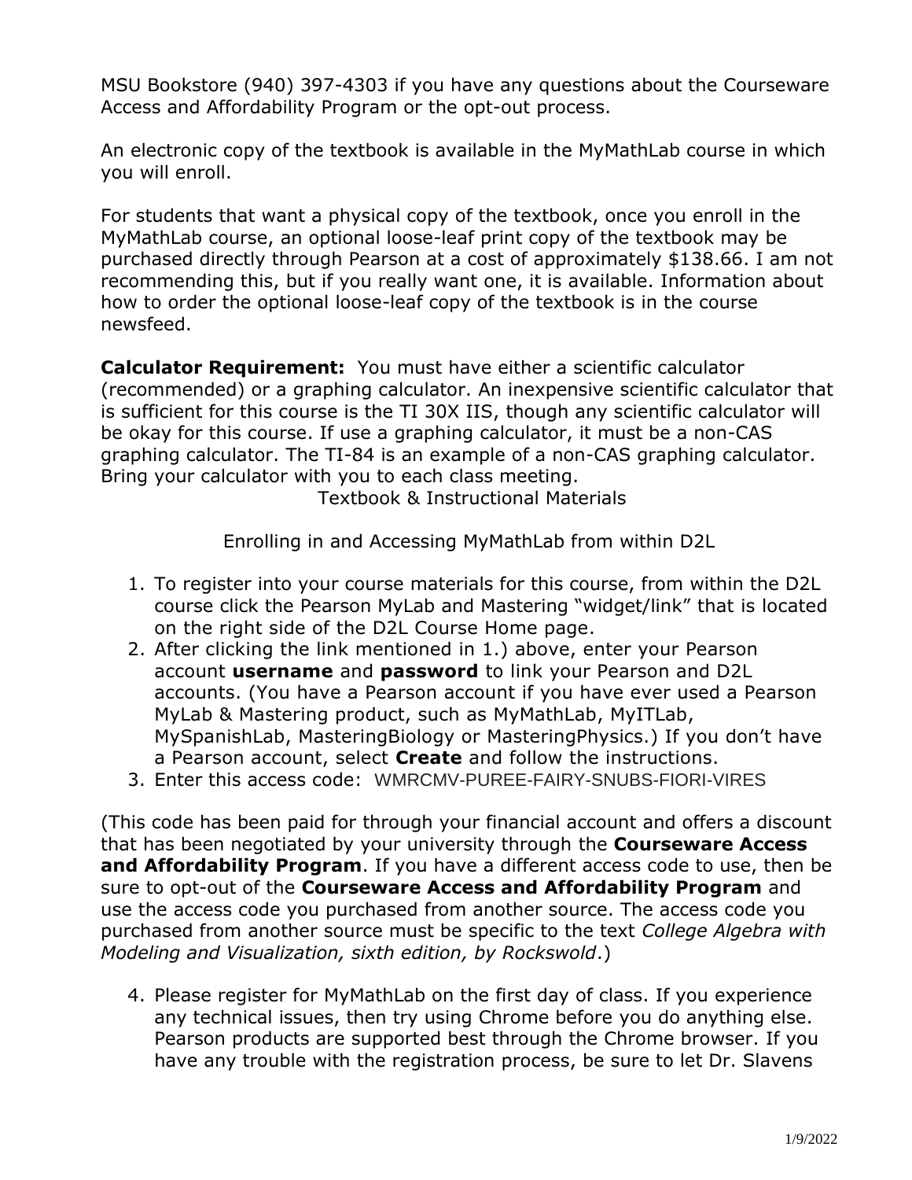MSU Bookstore (940) 397-4303 if you have any questions about the Courseware Access and Affordability Program or the opt-out process.

An electronic copy of the textbook is available in the MyMathLab course in which you will enroll.

For students that want a physical copy of the textbook, once you enroll in the MyMathLab course, an optional loose-leaf print copy of the textbook may be purchased directly through Pearson at a cost of approximately $138.66. I am not recommending this, but if you really want one, it is available. Information about how to order the optional loose-leaf copy of the textbook is in the course newsfeed.

**Calculator Requirement:** You must have either a scientific calculator (recommended) or a graphing calculator. An inexpensive scientific calculator that is sufficient for this course is the TI 30X IIS, though any scientific calculator will be okay for this course. If use a graphing calculator, it must be a non-CAS graphing calculator. The TI-84 is an example of a non-CAS graphing calculator. Bring your calculator with you to each class meeting.

Textbook & Instructional Materials

Enrolling in and Accessing MyMathLab from within D2L

1. To register into your course materials for this course, from within the D2L course click the Pearson MyLab and Mastering "widget/link" that is located on the right side of the D2L Course Home page.
2. After clicking the link mentioned in 1.) above, enter your Pearson account **username** and **password** to link your Pearson and D2L accounts. (You have a Pearson account if you have ever used a Pearson MyLab & Mastering product, such as MyMathLab, MyITLab, MySpanishLab, MasteringBiology or MasteringPhysics.) If you don't have a Pearson account, select **Create** and follow the instructions.
3. Enter this access code: WMRCMV-PUREE-FAIRY-SNUBS-FIORI-VIRES

(This code has been paid for through your financial account and offers a discount that has been negotiated by your university through the **Courseware Access and Affordability Program**. If you have a different access code to use, then be sure to opt-out of the **Courseware Access and Affordability Program** and use the access code you purchased from another source. The access code you purchased from another source must be specific to the text *College Algebra with Modeling and Visualization, sixth edition, by Rockswold*.)

4. Please register for MyMathLab on the first day of class. If you experience any technical issues, then try using Chrome before you do anything else. Pearson products are supported best through the Chrome browser. If you have any trouble with the registration process, be sure to let Dr. Slavens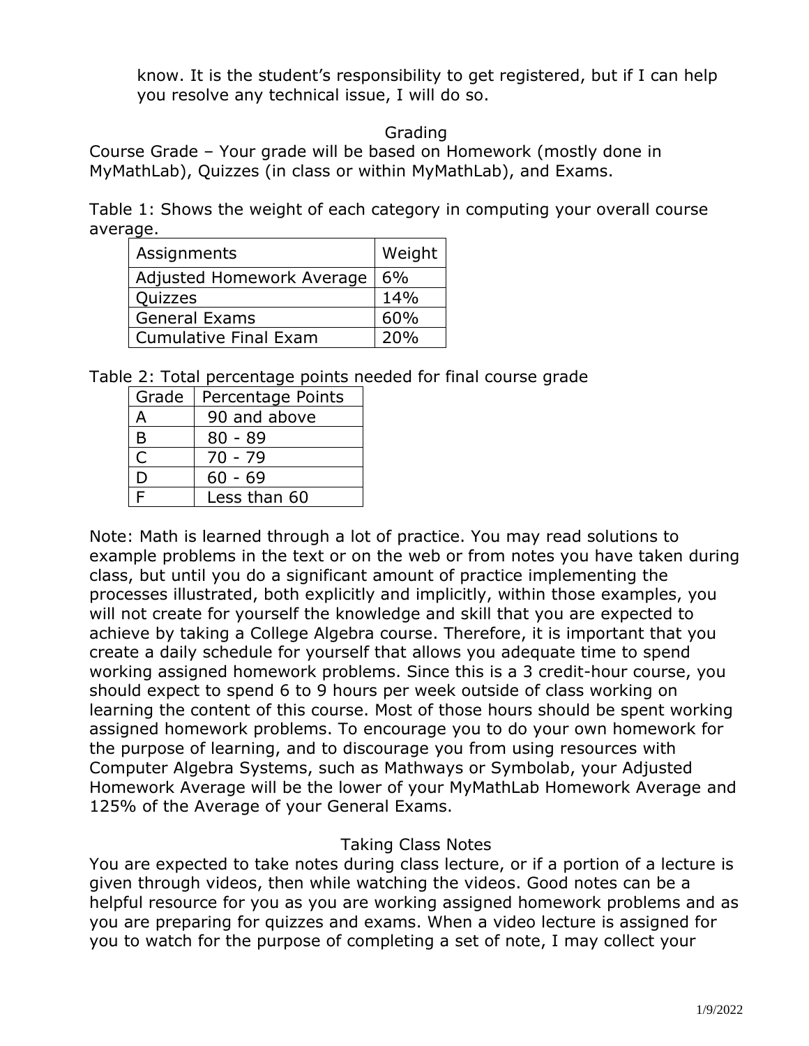know. It is the student’s responsibility to get registered, but if I can help you resolve any technical issue, I will do so.

## Grading

Course Grade – Your grade will be based on Homework (mostly done in MyMathLab), Quizzes (in class or within MyMathLab), and Exams.

Table 1: Shows the weight of each category in computing your overall course average.

| Assignments | Weight |
|---|---|
| Adjusted Homework Average | 6% |
| Quizzes | 14% |
| General Exams | 60% |
| Cumulative Final Exam | 20% |

Table 2: Total percentage points needed for final course grade

| Grade | Percentage Points |
|---|---|
| A | 90 and above |
| B | 80 - 89 |
| C | 70 - 79 |
| D | 60 - 69 |
| F | Less than 60 |

Note: Math is learned through a lot of practice. You may read solutions to example problems in the text or on the web or from notes you have taken during class, but until you do a significant amount of practice implementing the processes illustrated, both explicitly and implicitly, within those examples, you will not create for yourself the knowledge and skill that you are expected to achieve by taking a College Algebra course. Therefore, it is important that you create a daily schedule for yourself that allows you adequate time to spend working assigned homework problems. Since this is a 3 credit-hour course, you should expect to spend 6 to 9 hours per week outside of class working on learning the content of this course. Most of those hours should be spent working assigned homework problems. To encourage you to do your own homework for the purpose of learning, and to discourage you from using resources with Computer Algebra Systems, such as Mathways or Symbolab, your Adjusted Homework Average will be the lower of your MyMathLab Homework Average and 125% of the Average of your General Exams.

## Taking Class Notes

You are expected to take notes during class lecture, or if a portion of a lecture is given through videos, then while watching the videos. Good notes can be a helpful resource for you as you are working assigned homework problems and as you are preparing for quizzes and exams. When a video lecture is assigned for you to watch for the purpose of completing a set of note, I may collect your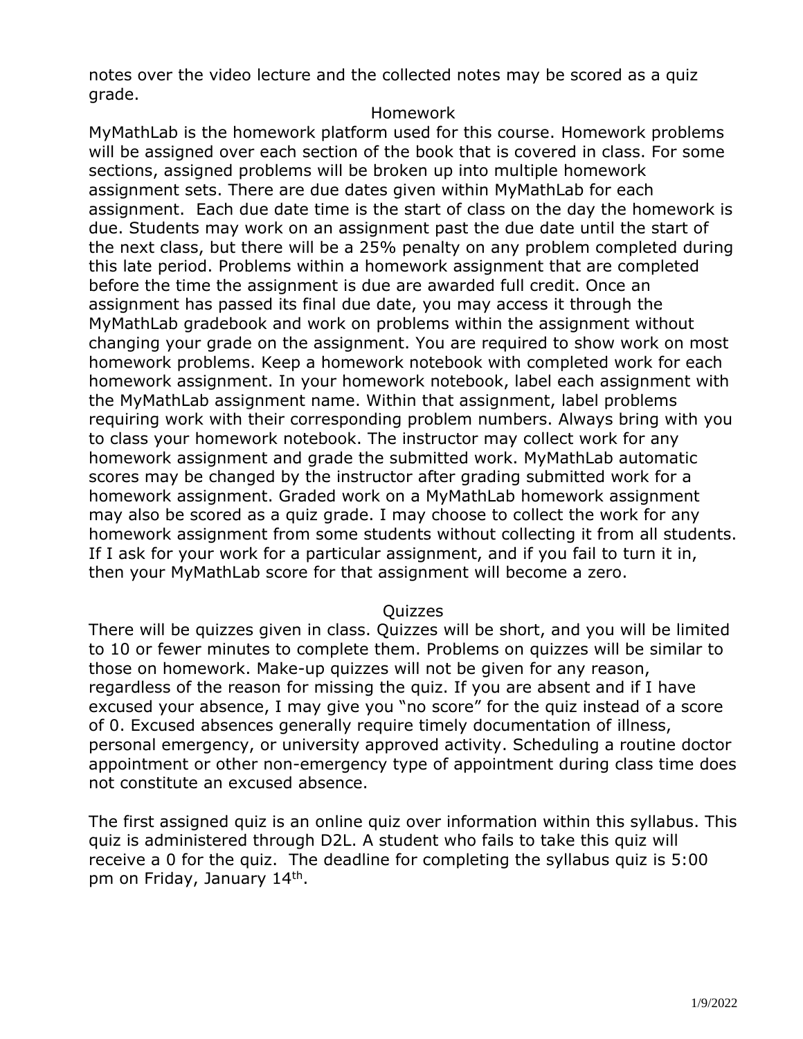notes over the video lecture and the collected notes may be scored as a quiz grade.

## Homework

MyMathLab is the homework platform used for this course. Homework problems will be assigned over each section of the book that is covered in class. For some sections, assigned problems will be broken up into multiple homework assignment sets. There are due dates given within MyMathLab for each assignment. Each due date time is the start of class on the day the homework is due. Students may work on an assignment past the due date until the start of the next class, but there will be a 25% penalty on any problem completed during this late period. Problems within a homework assignment that are completed before the time the assignment is due are awarded full credit. Once an assignment has passed its final due date, you may access it through the MyMathLab gradebook and work on problems within the assignment without changing your grade on the assignment. You are required to show work on most homework problems. Keep a homework notebook with completed work for each homework assignment. In your homework notebook, label each assignment with the MyMathLab assignment name. Within that assignment, label problems requiring work with their corresponding problem numbers. Always bring with you to class your homework notebook. The instructor may collect work for any homework assignment and grade the submitted work. MyMathLab automatic scores may be changed by the instructor after grading submitted work for a homework assignment. Graded work on a MyMathLab homework assignment may also be scored as a quiz grade. I may choose to collect the work for any homework assignment from some students without collecting it from all students. If I ask for your work for a particular assignment, and if you fail to turn it in, then your MyMathLab score for that assignment will become a zero.

## Quizzes

There will be quizzes given in class. Quizzes will be short, and you will be limited to 10 or fewer minutes to complete them. Problems on quizzes will be similar to those on homework. Make-up quizzes will not be given for any reason, regardless of the reason for missing the quiz. If you are absent and if I have excused your absence, I may give you "no score" for the quiz instead of a score of 0. Excused absences generally require timely documentation of illness, personal emergency, or university approved activity. Scheduling a routine doctor appointment or other non-emergency type of appointment during class time does not constitute an excused absence.

The first assigned quiz is an online quiz over information within this syllabus. This quiz is administered through D2L. A student who fails to take this quiz will receive a 0 for the quiz. The deadline for completing the syllabus quiz is 5:00 pm on Friday, January 14th.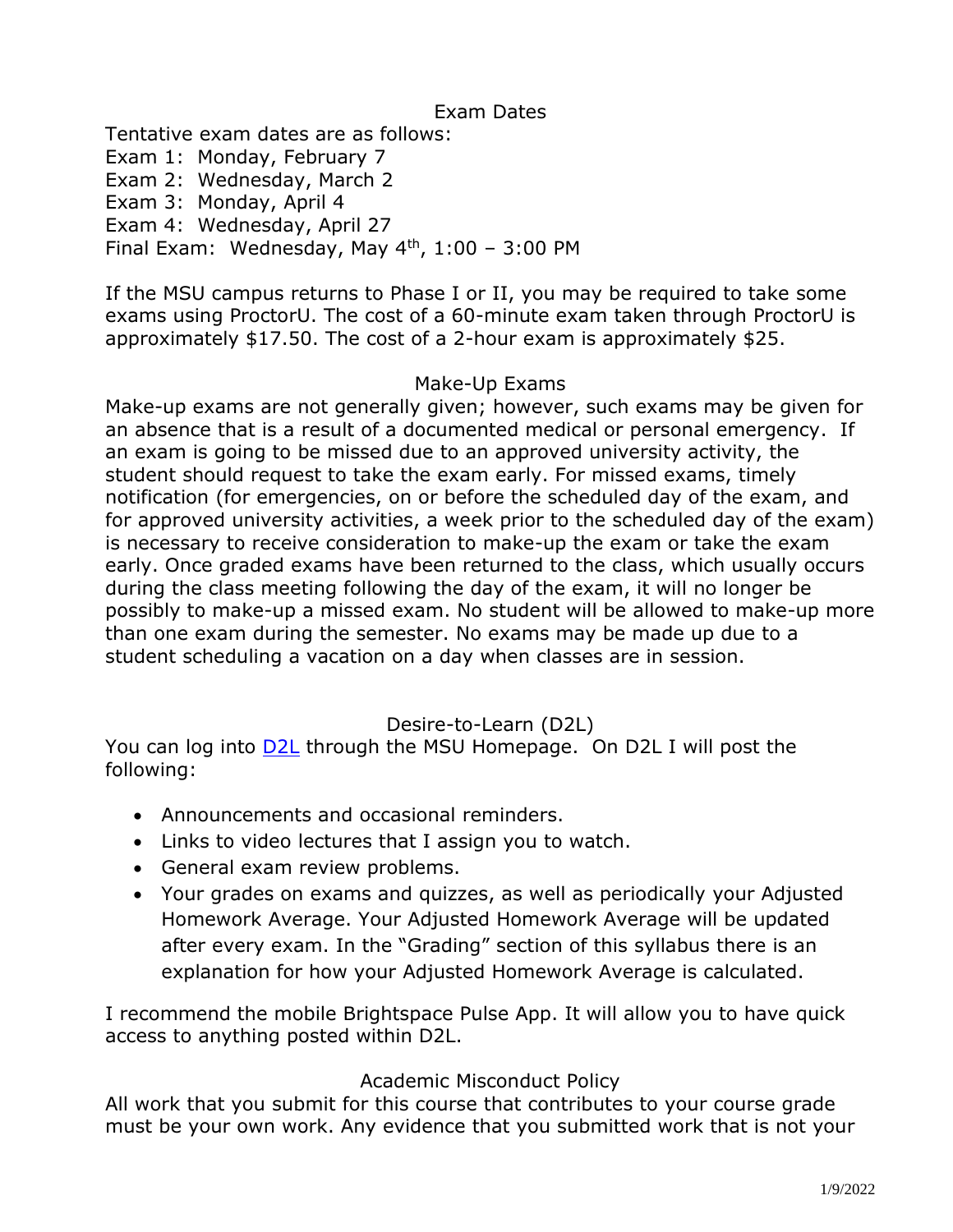## Exam Dates

Tentative exam dates are as follows:
Exam 1: Monday, February 7
Exam 2: Wednesday, March 2
Exam 3: Monday, April 4
Exam 4: Wednesday, April 27
Final Exam: Wednesday, May 4th, 1:00 – 3:00 PM

If the MSU campus returns to Phase I or II, you may be required to take some exams using ProctorU. The cost of a 60-minute exam taken through ProctorU is approximately $17.50. The cost of a 2-hour exam is approximately $25.

## Make-Up Exams

Make-up exams are not generally given; however, such exams may be given for an absence that is a result of a documented medical or personal emergency. If an exam is going to be missed due to an approved university activity, the student should request to take the exam early. For missed exams, timely notification (for emergencies, on or before the scheduled day of the exam, and for approved university activities, a week prior to the scheduled day of the exam) is necessary to receive consideration to make-up the exam or take the exam early. Once graded exams have been returned to the class, which usually occurs during the class meeting following the day of the exam, it will no longer be possibly to make-up a missed exam. No student will be allowed to make-up more than one exam during the semester. No exams may be made up due to a student scheduling a vacation on a day when classes are in session.

## Desire-to-Learn (D2L)

You can log into D2L through the MSU Homepage. On D2L I will post the following:

- Announcements and occasional reminders.
- Links to video lectures that I assign you to watch.
- General exam review problems.
- Your grades on exams and quizzes, as well as periodically your Adjusted Homework Average. Your Adjusted Homework Average will be updated after every exam. In the "Grading" section of this syllabus there is an explanation for how your Adjusted Homework Average is calculated.

I recommend the mobile Brightspace Pulse App. It will allow you to have quick access to anything posted within D2L.

## Academic Misconduct Policy

All work that you submit for this course that contributes to your course grade must be your own work. Any evidence that you submitted work that is not your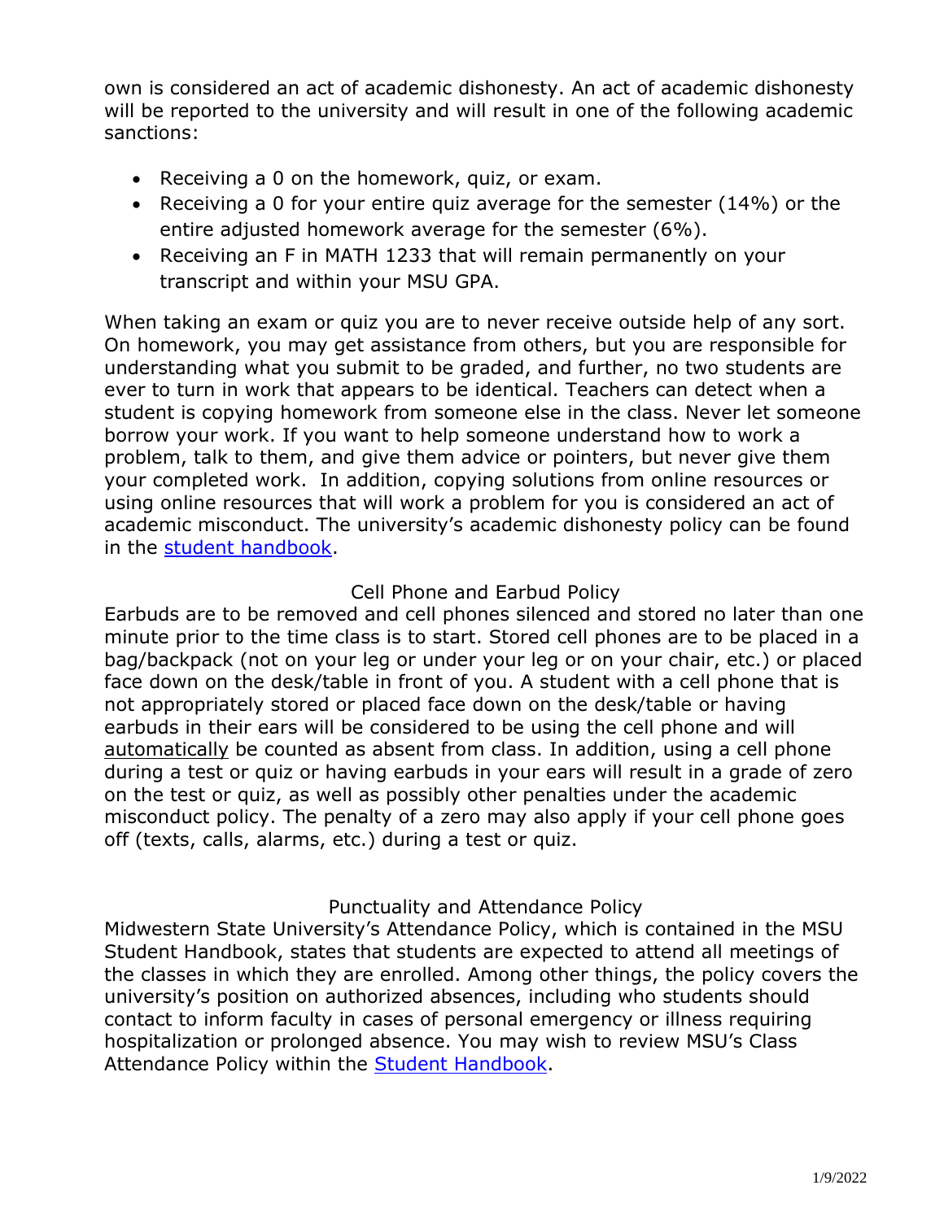own is considered an act of academic dishonesty. An act of academic dishonesty will be reported to the university and will result in one of the following academic sanctions:

- Receiving a 0 on the homework, quiz, or exam.
- Receiving a 0 for your entire quiz average for the semester (14%) or the entire adjusted homework average for the semester (6%).
- Receiving an F in MATH 1233 that will remain permanently on your transcript and within your MSU GPA.

When taking an exam or quiz you are to never receive outside help of any sort. On homework, you may get assistance from others, but you are responsible for understanding what you submit to be graded, and further, no two students are ever to turn in work that appears to be identical. Teachers can detect when a student is copying homework from someone else in the class. Never let someone borrow your work. If you want to help someone understand how to work a problem, talk to them, and give them advice or pointers, but never give them your completed work. In addition, copying solutions from online resources or using online resources that will work a problem for you is considered an act of academic misconduct. The university's academic dishonesty policy can be found in the student handbook.

## Cell Phone and Earbud Policy

Earbuds are to be removed and cell phones silenced and stored no later than one minute prior to the time class is to start. Stored cell phones are to be placed in a bag/backpack (not on your leg or under your leg or on your chair, etc.) or placed face down on the desk/table in front of you. A student with a cell phone that is not appropriately stored or placed face down on the desk/table or having earbuds in their ears will be considered to be using the cell phone and will automatically be counted as absent from class. In addition, using a cell phone during a test or quiz or having earbuds in your ears will result in a grade of zero on the test or quiz, as well as possibly other penalties under the academic misconduct policy. The penalty of a zero may also apply if your cell phone goes off (texts, calls, alarms, etc.) during a test or quiz.

## Punctuality and Attendance Policy

Midwestern State University's Attendance Policy, which is contained in the MSU Student Handbook, states that students are expected to attend all meetings of the classes in which they are enrolled. Among other things, the policy covers the university's position on authorized absences, including who students should contact to inform faculty in cases of personal emergency or illness requiring hospitalization or prolonged absence. You may wish to review MSU's Class Attendance Policy within the Student Handbook.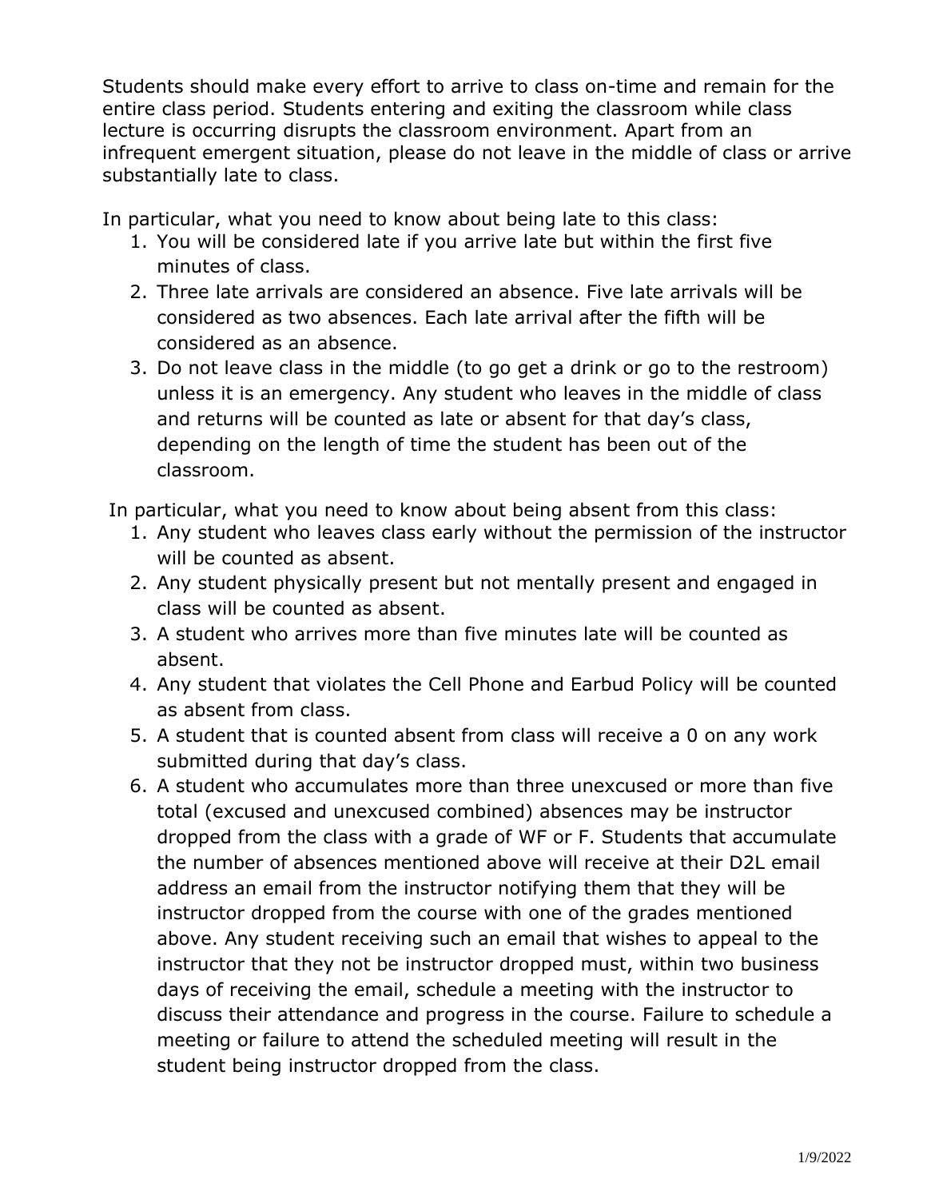Students should make every effort to arrive to class on-time and remain for the entire class period. Students entering and exiting the classroom while class lecture is occurring disrupts the classroom environment. Apart from an infrequent emergent situation, please do not leave in the middle of class or arrive substantially late to class.

In particular, what you need to know about being late to this class:

1. You will be considered late if you arrive late but within the first five minutes of class.
2. Three late arrivals are considered an absence. Five late arrivals will be considered as two absences. Each late arrival after the fifth will be considered as an absence.
3. Do not leave class in the middle (to go get a drink or go to the restroom) unless it is an emergency. Any student who leaves in the middle of class and returns will be counted as late or absent for that day's class, depending on the length of time the student has been out of the classroom.

In particular, what you need to know about being absent from this class:

1. Any student who leaves class early without the permission of the instructor will be counted as absent.
2. Any student physically present but not mentally present and engaged in class will be counted as absent.
3. A student who arrives more than five minutes late will be counted as absent.
4. Any student that violates the Cell Phone and Earbud Policy will be counted as absent from class.
5. A student that is counted absent from class will receive a 0 on any work submitted during that day's class.
6. A student who accumulates more than three unexcused or more than five total (excused and unexcused combined) absences may be instructor dropped from the class with a grade of WF or F. Students that accumulate the number of absences mentioned above will receive at their D2L email address an email from the instructor notifying them that they will be instructor dropped from the course with one of the grades mentioned above. Any student receiving such an email that wishes to appeal to the instructor that they not be instructor dropped must, within two business days of receiving the email, schedule a meeting with the instructor to discuss their attendance and progress in the course. Failure to schedule a meeting or failure to attend the scheduled meeting will result in the student being instructor dropped from the class.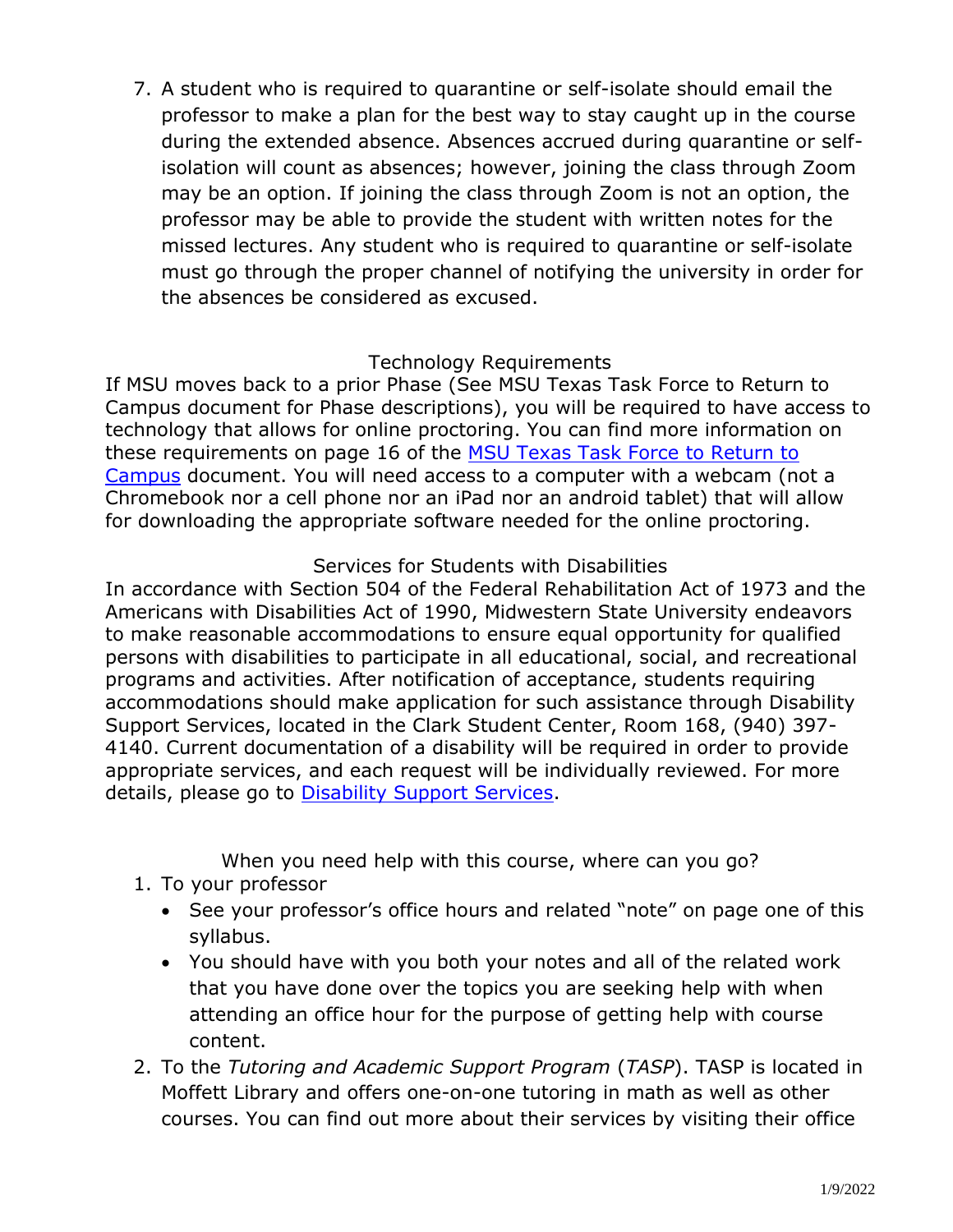7. A student who is required to quarantine or self-isolate should email the professor to make a plan for the best way to stay caught up in the course during the extended absence. Absences accrued during quarantine or self-isolation will count as absences; however, joining the class through Zoom may be an option. If joining the class through Zoom is not an option, the professor may be able to provide the student with written notes for the missed lectures. Any student who is required to quarantine or self-isolate must go through the proper channel of notifying the university in order for the absences be considered as excused.

## Technology Requirements

If MSU moves back to a prior Phase (See MSU Texas Task Force to Return to Campus document for Phase descriptions), you will be required to have access to technology that allows for online proctoring. You can find more information on these requirements on page 16 of the MSU Texas Task Force to Return to Campus document. You will need access to a computer with a webcam (not a Chromebook nor a cell phone nor an iPad nor an android tablet) that will allow for downloading the appropriate software needed for the online proctoring.

## Services for Students with Disabilities

In accordance with Section 504 of the Federal Rehabilitation Act of 1973 and the Americans with Disabilities Act of 1990, Midwestern State University endeavors to make reasonable accommodations to ensure equal opportunity for qualified persons with disabilities to participate in all educational, social, and recreational programs and activities. After notification of acceptance, students requiring accommodations should make application for such assistance through Disability Support Services, located in the Clark Student Center, Room 168, (940) 397-4140. Current documentation of a disability will be required in order to provide appropriate services, and each request will be individually reviewed. For more details, please go to Disability Support Services.

## When you need help with this course, where can you go?

1. To your professor
   - See your professor's office hours and related "note" on page one of this syllabus.
   - You should have with you both your notes and all of the related work that you have done over the topics you are seeking help with when attending an office hour for the purpose of getting help with course content.
2. To the *Tutoring and Academic Support Program* (*TASP*). TASP is located in Moffett Library and offers one-on-one tutoring in math as well as other courses. You can find out more about their services by visiting their office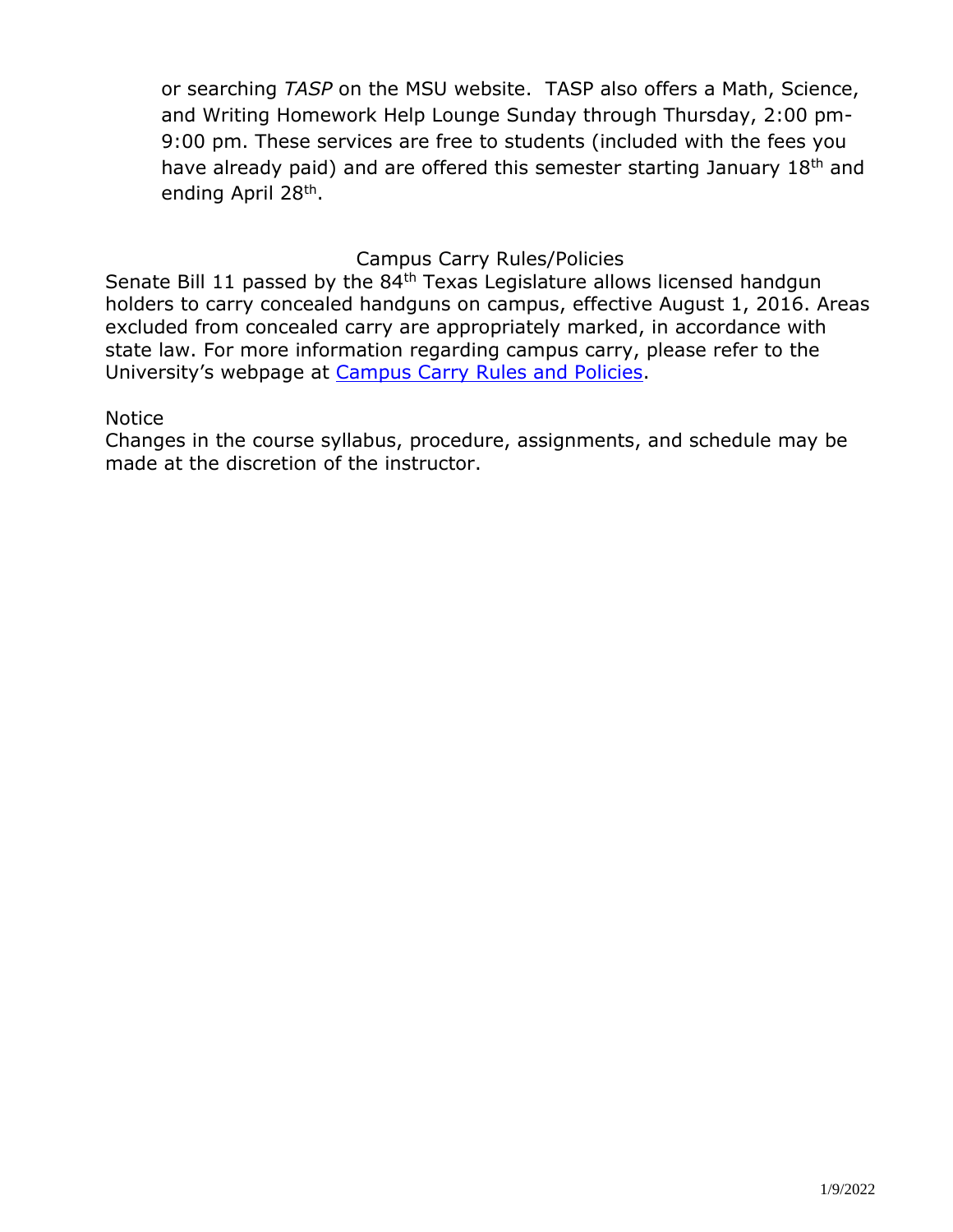or searching *TASP* on the MSU website. TASP also offers a Math, Science, and Writing Homework Help Lounge Sunday through Thursday, 2:00 pm-9:00 pm. These services are free to students (included with the fees you have already paid) and are offered this semester starting January 18th and ending April 28th.

## Campus Carry Rules/Policies

Senate Bill 11 passed by the 84th Texas Legislature allows licensed handgun holders to carry concealed handguns on campus, effective August 1, 2016. Areas excluded from concealed carry are appropriately marked, in accordance with state law. For more information regarding campus carry, please refer to the University's webpage at Campus Carry Rules and Policies.

Notice

Changes in the course syllabus, procedure, assignments, and schedule may be made at the discretion of the instructor.